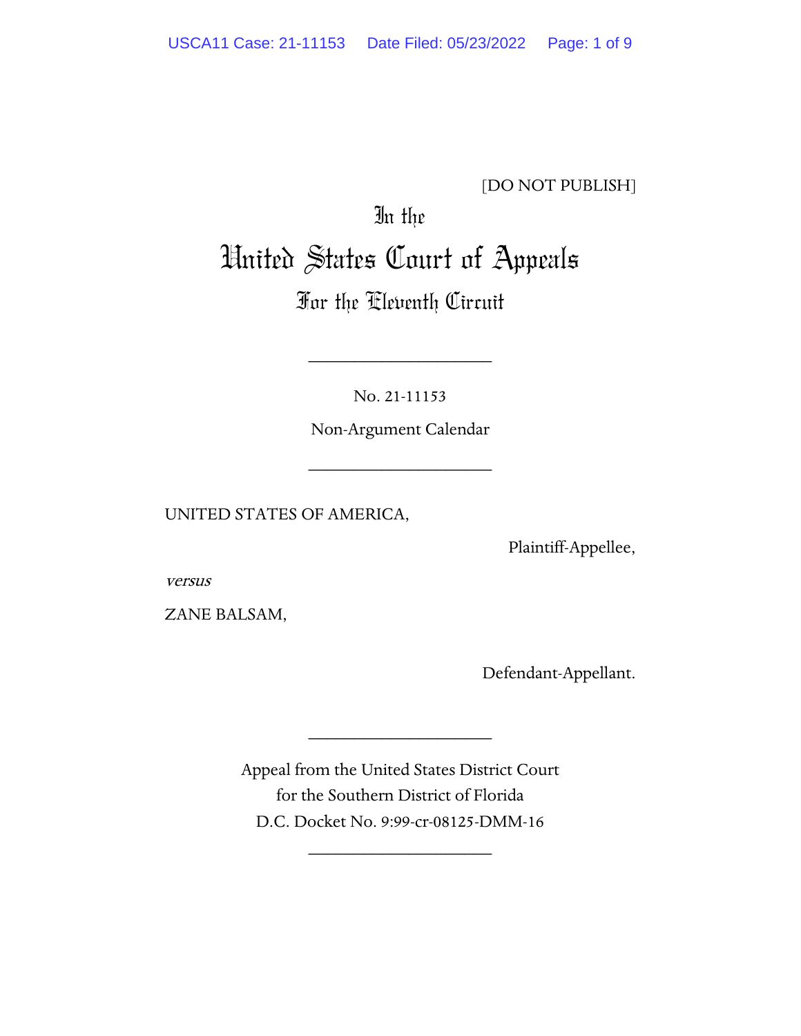[DO NOT PUBLISH]

In the

# United States Court of Appeals

For the Eleventh Circuit

---

No. 21-11153

Non-Argument Calendar

---

UNITED STATES OF AMERICA,

Plaintiff-Appellee,

*versus*

ZANE BALSAM,

Defendant-Appellant.

---

Appeal from the United States District Court
for the Southern District of Florida
D.C. Docket No. 9:99-cr-08125-DMM-16

---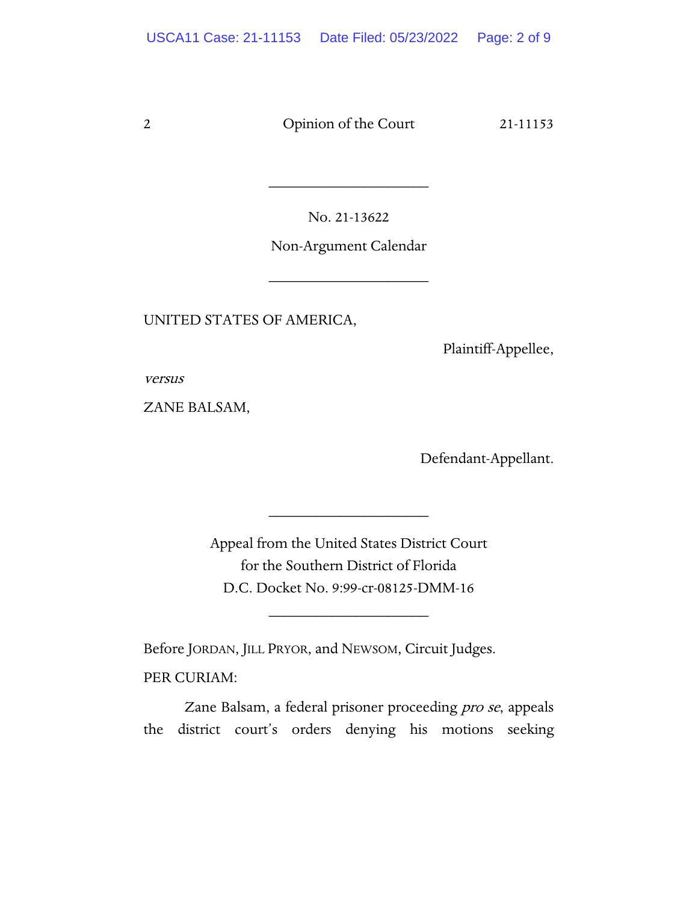No. 21-13622

Non-Argument Calendar

UNITED STATES OF AMERICA,

Plaintiff-Appellee,

*versus*

ZANE BALSAM,

Defendant-Appellant.

Appeal from the United States District Court
for the Southern District of Florida
D.C. Docket No. 9:99-cr-08125-DMM-16

Before JORDAN, JILL PRYOR, and NEWSOM, Circuit Judges.

PER CURIAM:

Zane Balsam, a federal prisoner proceeding *pro se*, appeals the district court's orders denying his motions seeking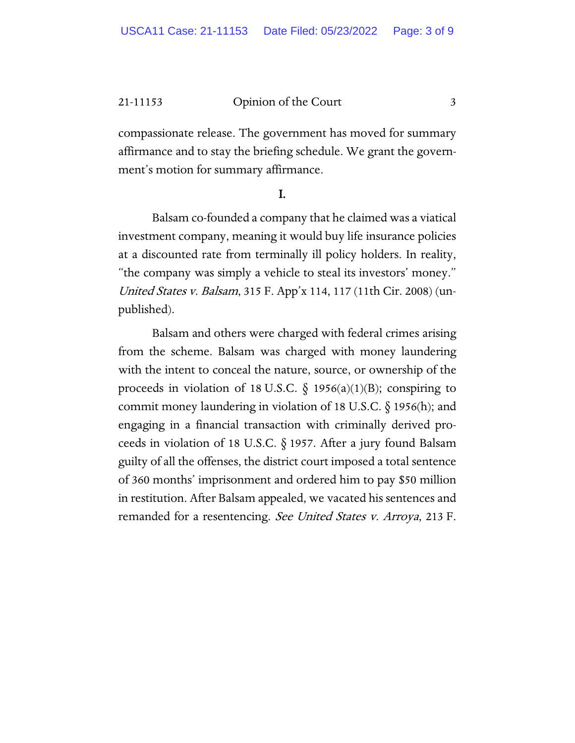compassionate release. The government has moved for summary affirmance and to stay the briefing schedule. We grant the government's motion for summary affirmance.

## I.

Balsam co-founded a company that he claimed was a viatical investment company, meaning it would buy life insurance policies at a discounted rate from terminally ill policy holders. In reality, "the company was simply a vehicle to steal its investors' money." *United States v. Balsam*, 315 F. App'x 114, 117 (11th Cir. 2008) (unpublished).

Balsam and others were charged with federal crimes arising from the scheme. Balsam was charged with money laundering with the intent to conceal the nature, source, or ownership of the proceeds in violation of 18 U.S.C. § 1956(a)(1)(B); conspiring to commit money laundering in violation of 18 U.S.C. § 1956(h); and engaging in a financial transaction with criminally derived proceeds in violation of 18 U.S.C. § 1957. After a jury found Balsam guilty of all the offenses, the district court imposed a total sentence of 360 months' imprisonment and ordered him to pay $50 million in restitution. After Balsam appealed, we vacated his sentences and remanded for a resentencing. *See United States v. Arroya*, 213 F.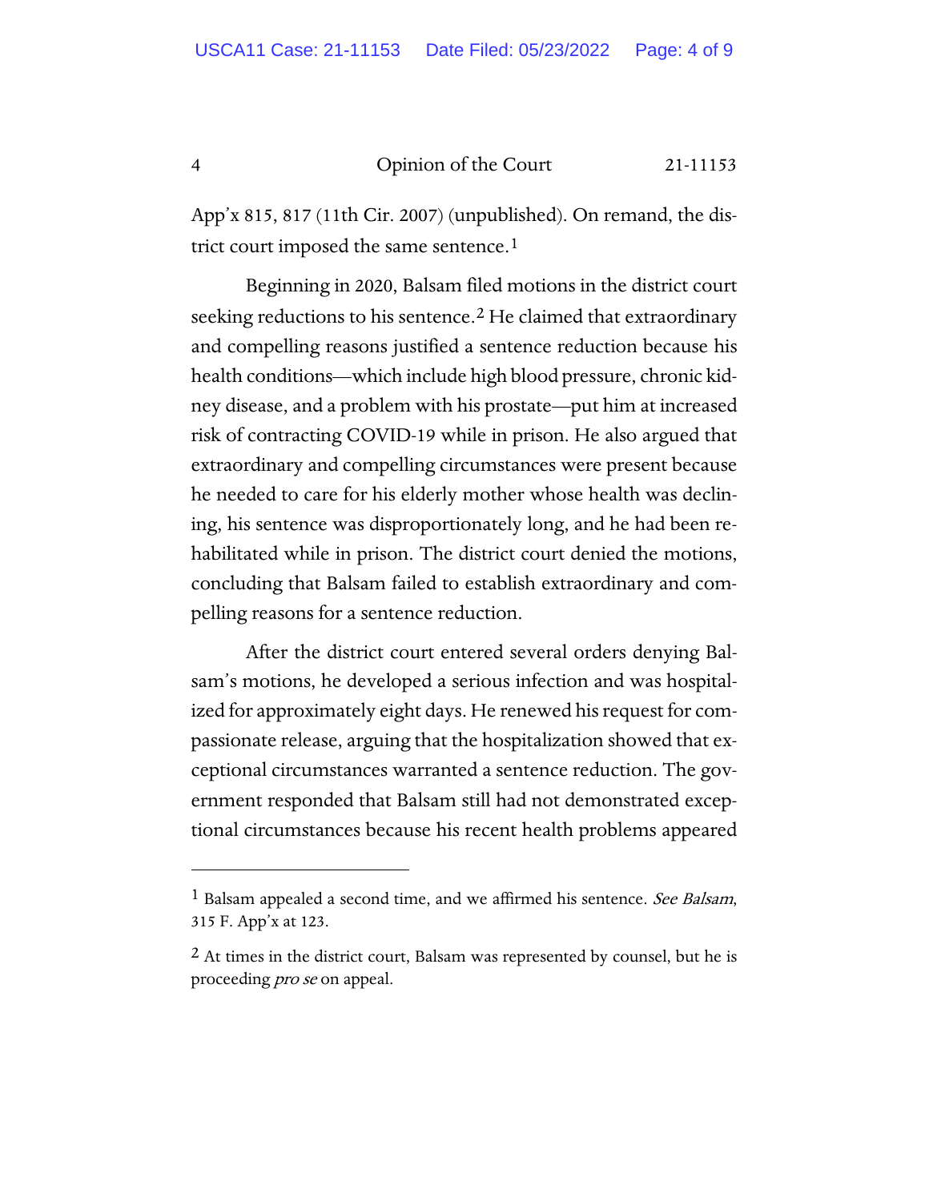App'x 815, 817 (11th Cir. 2007) (unpublished). On remand, the district court imposed the same sentence.[1]

Beginning in 2020, Balsam filed motions in the district court seeking reductions to his sentence.[2] He claimed that extraordinary and compelling reasons justified a sentence reduction because his health conditions—which include high blood pressure, chronic kidney disease, and a problem with his prostate—put him at increased risk of contracting COVID-19 while in prison. He also argued that extraordinary and compelling circumstances were present because he needed to care for his elderly mother whose health was declining, his sentence was disproportionately long, and he had been rehabilitated while in prison. The district court denied the motions, concluding that Balsam failed to establish extraordinary and compelling reasons for a sentence reduction.

After the district court entered several orders denying Balsam's motions, he developed a serious infection and was hospitalized for approximately eight days. He renewed his request for compassionate release, arguing that the hospitalization showed that exceptional circumstances warranted a sentence reduction. The government responded that Balsam still had not demonstrated exceptional circumstances because his recent health problems appeared

---

[1] Balsam appealed a second time, and we affirmed his sentence. *See Balsam*, 315 F. App'x at 123.

[2] At times in the district court, Balsam was represented by counsel, but he is proceeding *pro se* on appeal.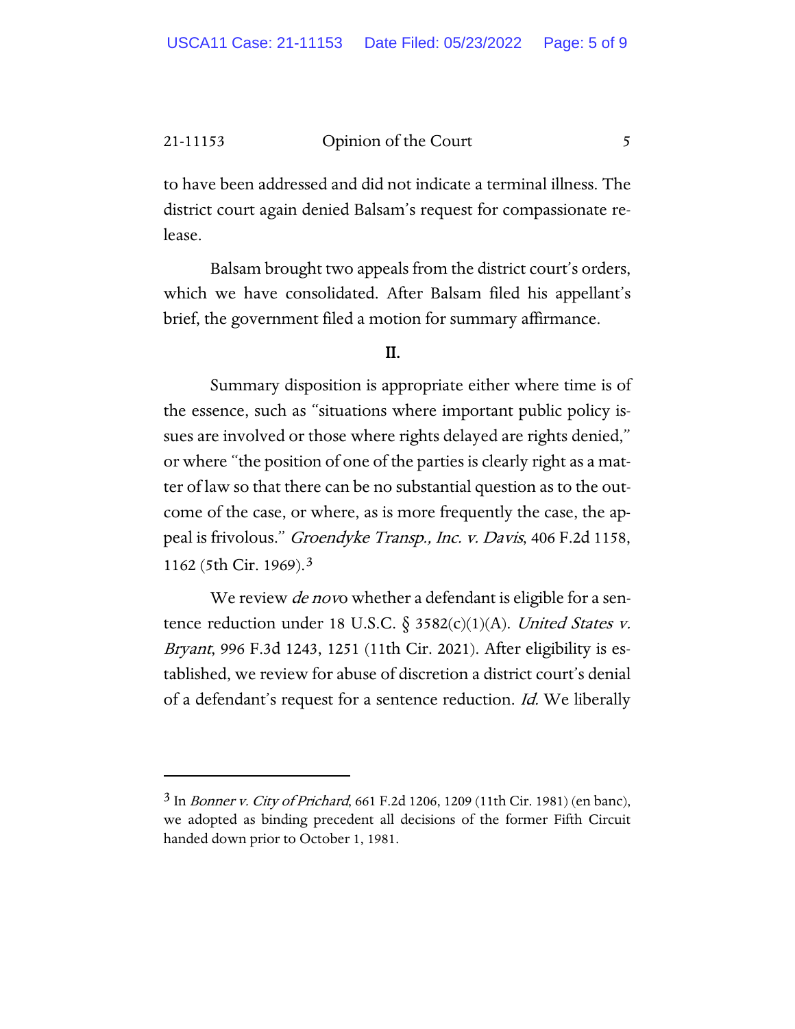to have been addressed and did not indicate a terminal illness. The district court again denied Balsam's request for compassionate release.

Balsam brought two appeals from the district court's orders, which we have consolidated. After Balsam filed his appellant's brief, the government filed a motion for summary affirmance.

## II.

Summary disposition is appropriate either where time is of the essence, such as "situations where important public policy issues are involved or those where rights delayed are rights denied," or where "the position of one of the parties is clearly right as a matter of law so that there can be no substantial question as to the outcome of the case, or where, as is more frequently the case, the appeal is frivolous." *Groendyke Transp., Inc. v. Davis*, 406 F.2d 1158, 1162 (5th Cir. 1969).[3]

We review *de novo* whether a defendant is eligible for a sentence reduction under 18 U.S.C. § 3582(c)(1)(A). *United States v. Bryant*, 996 F.3d 1243, 1251 (11th Cir. 2021). After eligibility is established, we review for abuse of discretion a district court's denial of a defendant's request for a sentence reduction. *Id.* We liberally

---

[3] In *Bonner v. City of Prichard*, 661 F.2d 1206, 1209 (11th Cir. 1981) (en banc), we adopted as binding precedent all decisions of the former Fifth Circuit handed down prior to October 1, 1981.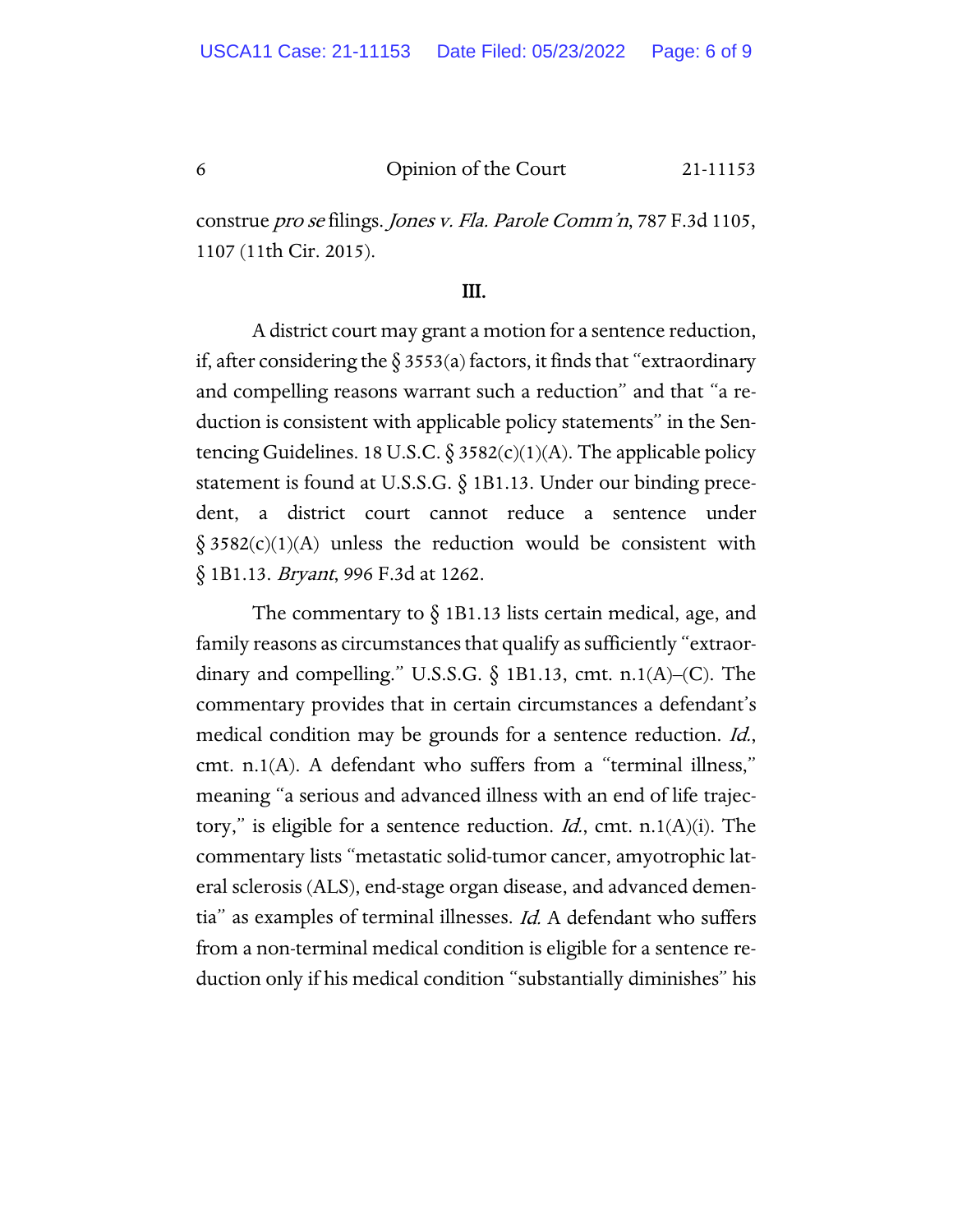construe *pro se* filings. *Jones v. Fla. Parole Comm'n*, 787 F.3d 1105, 1107 (11th Cir. 2015).

## III.

A district court may grant a motion for a sentence reduction, if, after considering the § 3553(a) factors, it finds that "extraordinary and compelling reasons warrant such a reduction" and that "a reduction is consistent with applicable policy statements" in the Sentencing Guidelines. 18 U.S.C. § 3582(c)(1)(A). The applicable policy statement is found at U.S.S.G. § 1B1.13. Under our binding precedent, a district court cannot reduce a sentence under § 3582(c)(1)(A) unless the reduction would be consistent with § 1B1.13. *Bryant*, 996 F.3d at 1262.

The commentary to § 1B1.13 lists certain medical, age, and family reasons as circumstances that qualify as sufficiently "extraordinary and compelling." U.S.S.G. § 1B1.13, cmt. n.1(A)–(C). The commentary provides that in certain circumstances a defendant's medical condition may be grounds for a sentence reduction. *Id.*, cmt. n.1(A). A defendant who suffers from a "terminal illness," meaning "a serious and advanced illness with an end of life trajectory," is eligible for a sentence reduction. *Id.*, cmt. n.1(A)(i). The commentary lists "metastatic solid-tumor cancer, amyotrophic lateral sclerosis (ALS), end-stage organ disease, and advanced dementia" as examples of terminal illnesses. *Id.* A defendant who suffers from a non-terminal medical condition is eligible for a sentence reduction only if his medical condition "substantially diminishes" his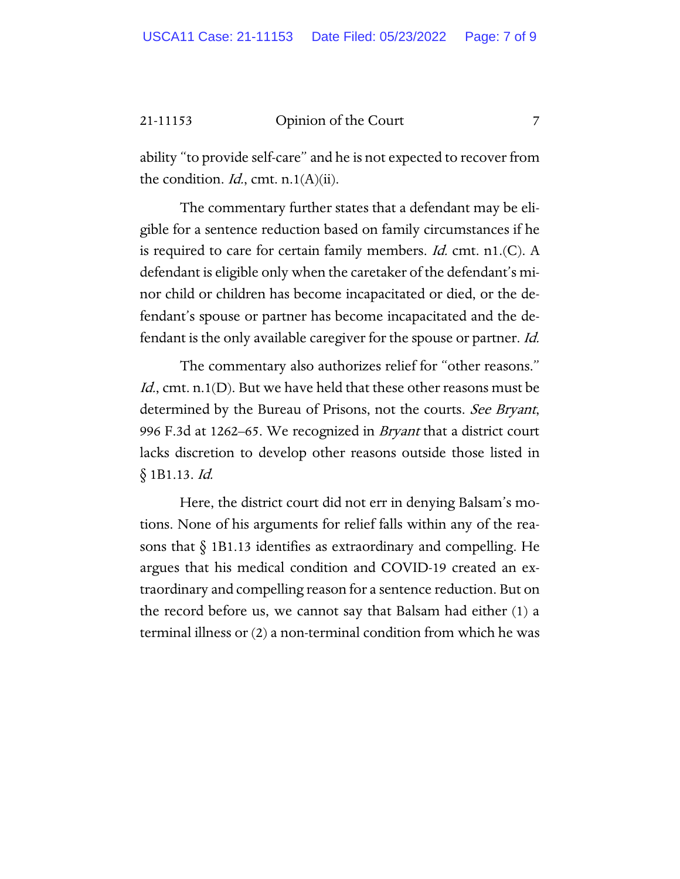ability "to provide self-care" and he is not expected to recover from the condition. *Id.*, cmt. n.1(A)(ii).

The commentary further states that a defendant may be eligible for a sentence reduction based on family circumstances if he is required to care for certain family members. *Id.* cmt. n1.(C). A defendant is eligible only when the caretaker of the defendant's minor child or children has become incapacitated or died, or the defendant's spouse or partner has become incapacitated and the defendant is the only available caregiver for the spouse or partner. *Id.*

The commentary also authorizes relief for "other reasons." *Id.*, cmt. n.1(D). But we have held that these other reasons must be determined by the Bureau of Prisons, not the courts. *See Bryant*, 996 F.3d at 1262–65. We recognized in *Bryant* that a district court lacks discretion to develop other reasons outside those listed in § 1B1.13. *Id.*

Here, the district court did not err in denying Balsam's motions. None of his arguments for relief falls within any of the reasons that § 1B1.13 identifies as extraordinary and compelling. He argues that his medical condition and COVID-19 created an extraordinary and compelling reason for a sentence reduction. But on the record before us, we cannot say that Balsam had either (1) a terminal illness or (2) a non-terminal condition from which he was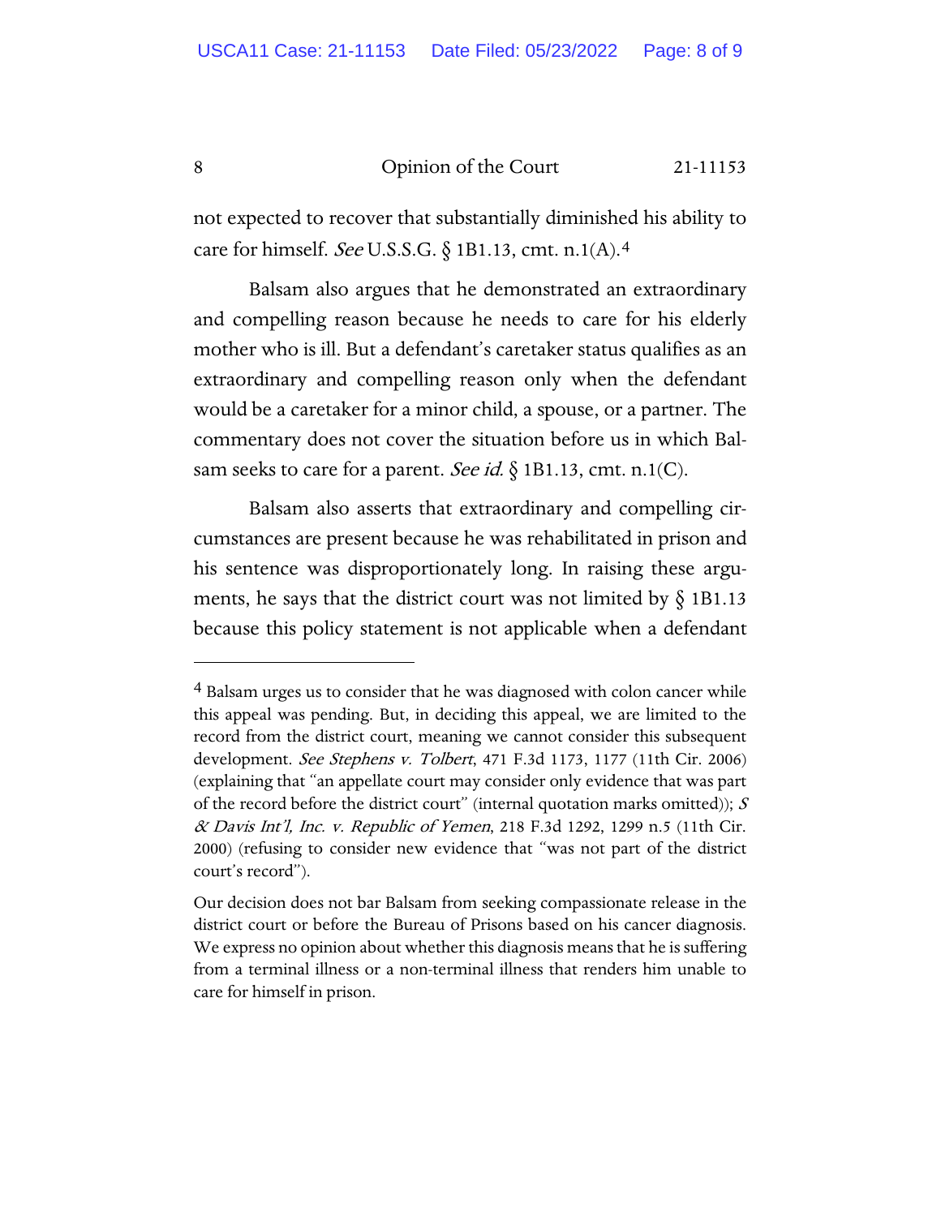not expected to recover that substantially diminished his ability to care for himself. *See* U.S.S.G. § 1B1.13, cmt. n.1(A).[4]

Balsam also argues that he demonstrated an extraordinary and compelling reason because he needs to care for his elderly mother who is ill. But a defendant's caretaker status qualifies as an extraordinary and compelling reason only when the defendant would be a caretaker for a minor child, a spouse, or a partner. The commentary does not cover the situation before us in which Balsam seeks to care for a parent. *See id.* § 1B1.13, cmt. n.1(C).

Balsam also asserts that extraordinary and compelling circumstances are present because he was rehabilitated in prison and his sentence was disproportionately long. In raising these arguments, he says that the district court was not limited by § 1B1.13 because this policy statement is not applicable when a defendant

---

[4] Balsam urges us to consider that he was diagnosed with colon cancer while this appeal was pending. But, in deciding this appeal, we are limited to the record from the district court, meaning we cannot consider this subsequent development. *See Stephens v. Tolbert*, 471 F.3d 1173, 1177 (11th Cir. 2006) (explaining that "an appellate court may consider only evidence that was part of the record before the district court" (internal quotation marks omitted)); *S & Davis Int'l, Inc. v. Republic of Yemen*, 218 F.3d 1292, 1299 n.5 (11th Cir. 2000) (refusing to consider new evidence that "was not part of the district court's record").

Our decision does not bar Balsam from seeking compassionate release in the district court or before the Bureau of Prisons based on his cancer diagnosis. We express no opinion about whether this diagnosis means that he is suffering from a terminal illness or a non-terminal illness that renders him unable to care for himself in prison.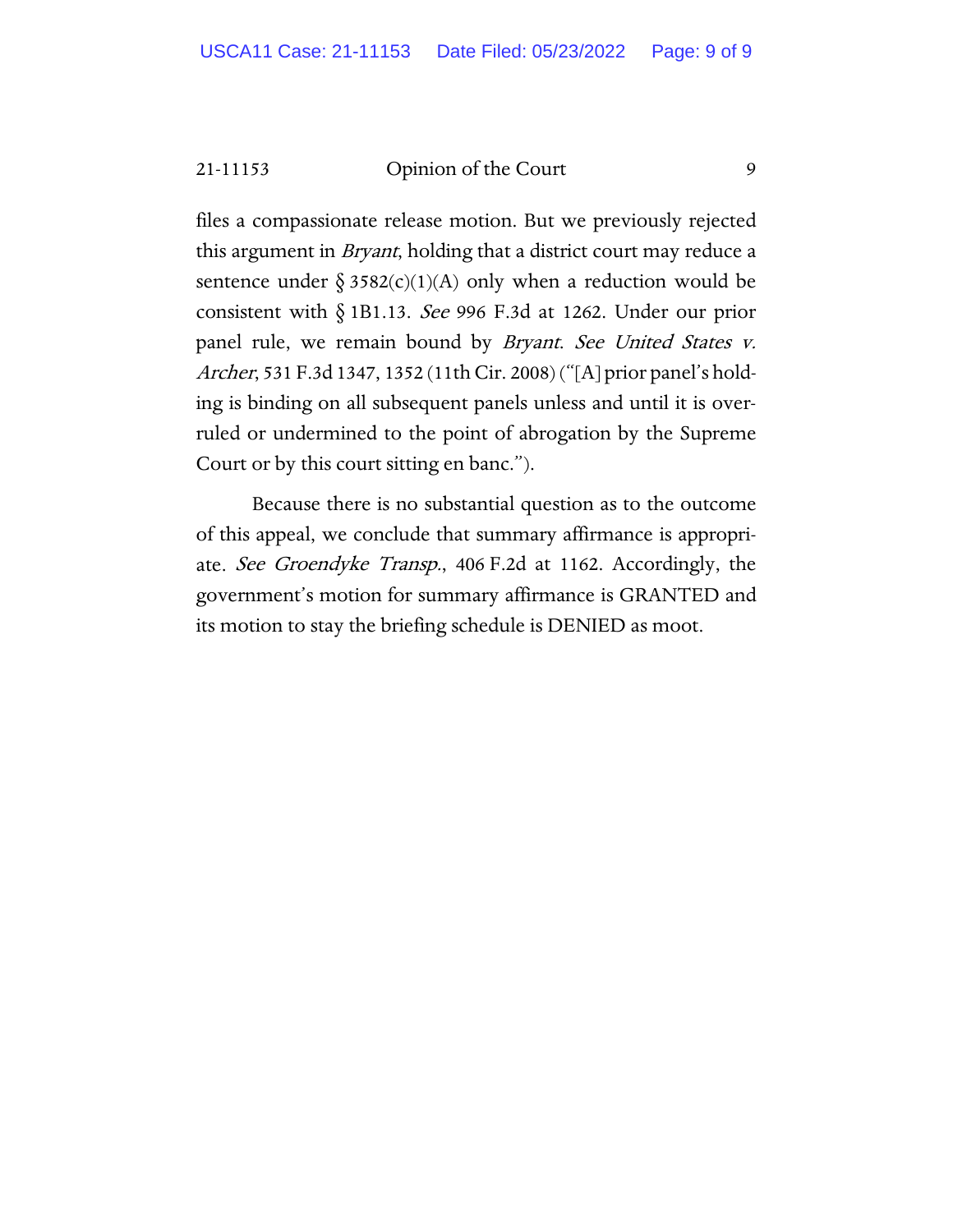files a compassionate release motion. But we previously rejected this argument in *Bryant*, holding that a district court may reduce a sentence under § 3582(c)(1)(A) only when a reduction would be consistent with § 1B1.13. *See* 996 F.3d at 1262. Under our prior panel rule, we remain bound by *Bryant*. *See United States v. Archer*, 531 F.3d 1347, 1352 (11th Cir. 2008) ("[A] prior panel's holding is binding on all subsequent panels unless and until it is overruled or undermined to the point of abrogation by the Supreme Court or by this court sitting en banc.").

Because there is no substantial question as to the outcome of this appeal, we conclude that summary affirmance is appropriate. *See Groendyke Transp.*, 406 F.2d at 1162. Accordingly, the government's motion for summary affirmance is GRANTED and its motion to stay the briefing schedule is DENIED as moot.